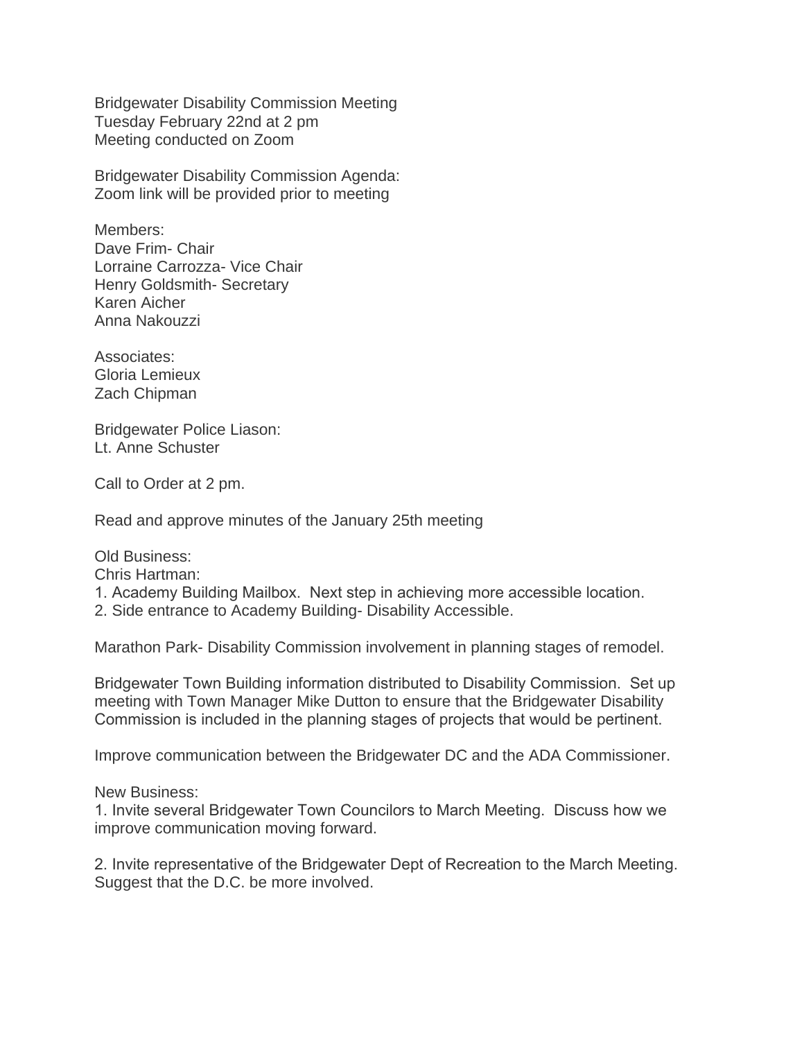Bridgewater Disability Commission Meeting
Tuesday February 22nd at 2 pm
Meeting conducted on Zoom

Bridgewater Disability Commission Agenda:
Zoom link will be provided prior to meeting

Members:
Dave Frim- Chair
Lorraine Carrozza- Vice Chair
Henry Goldsmith- Secretary
Karen Aicher
Anna Nakouzzi

Associates:
Gloria Lemieux
Zach Chipman

Bridgewater Police Liason:
Lt. Anne Schuster

Call to Order at 2 pm.

Read and approve minutes of the January 25th meeting

Old Business:
Chris Hartman:
1. Academy Building Mailbox. Next step in achieving more accessible location.
2. Side entrance to Academy Building- Disability Accessible.

Marathon Park- Disability Commission involvement in planning stages of remodel.

Bridgewater Town Building information distributed to Disability Commission. Set up meeting with Town Manager Mike Dutton to ensure that the Bridgewater Disability Commission is included in the planning stages of projects that would be pertinent.

Improve communication between the Bridgewater DC and the ADA Commissioner.

New Business:
1. Invite several Bridgewater Town Councilors to March Meeting. Discuss how we improve communication moving forward.

2. Invite representative of the Bridgewater Dept of Recreation to the March Meeting. Suggest that the D.C. be more involved.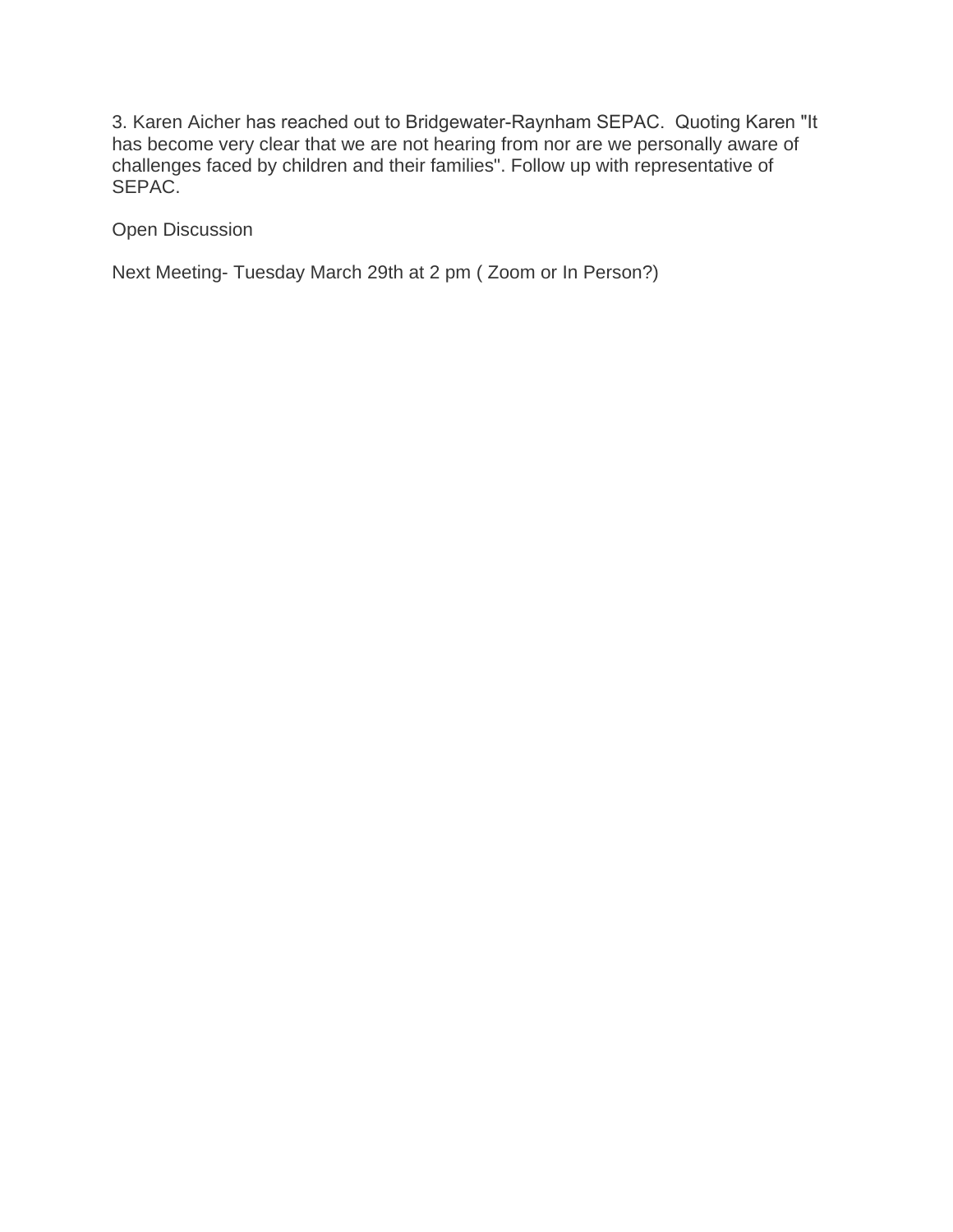3. Karen Aicher has reached out to Bridgewater-Raynham SEPAC. Quoting Karen "It has become very clear that we are not hearing from nor are we personally aware of challenges faced by children and their families". Follow up with representative of SEPAC.

Open Discussion

Next Meeting- Tuesday March 29th at 2 pm ( Zoom or In Person?)